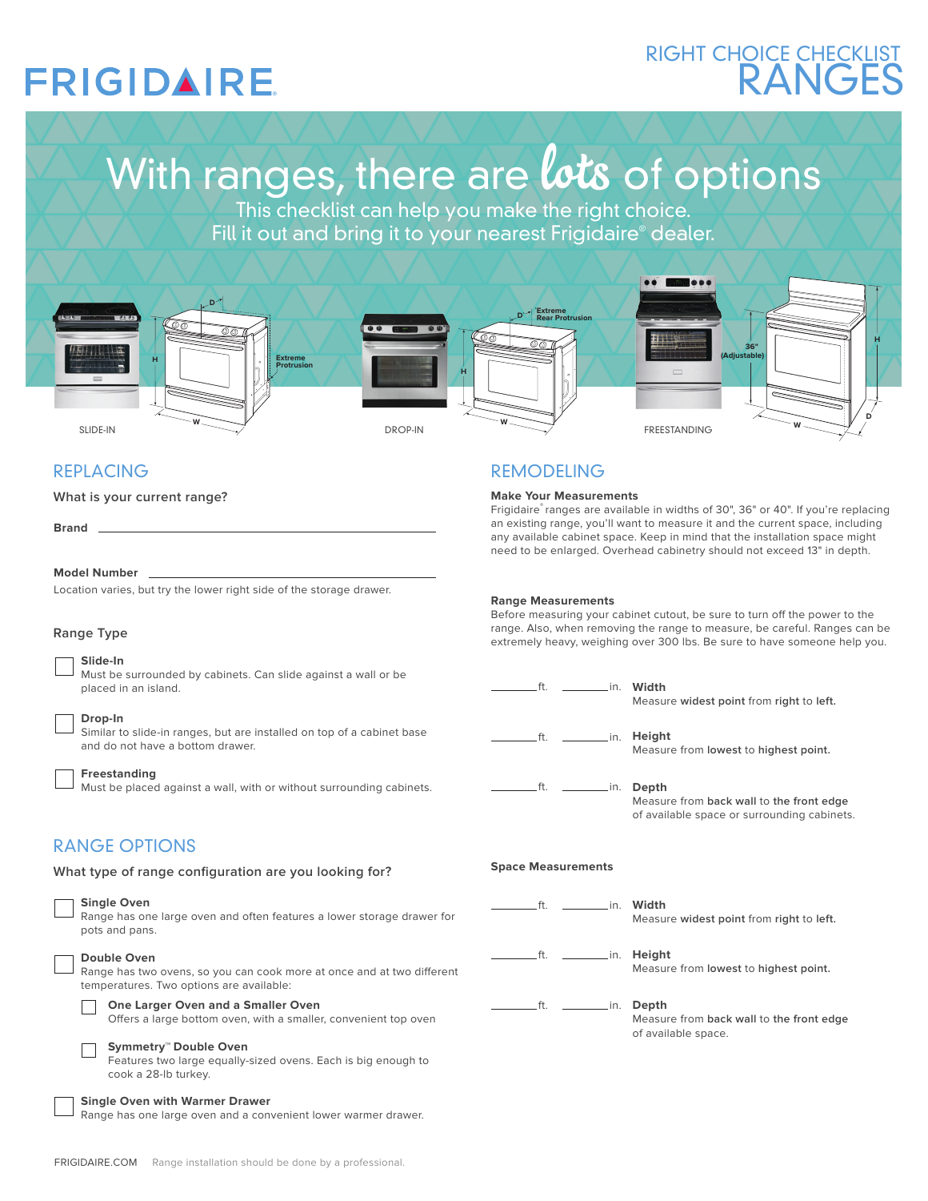# FRIGIDAIRE

## RIGHT CHOICE CHECKLIST RANGES

# With ranges, there are lots of options

This checklist can help you make the right choice.
Fill it out and bring it to your nearest Frigidaire® dealer.

SLIDE-IN — D, H, W, Extreme Protrusion

DROP-IN — D, H, W, Extreme Rear Protrusion

FREESTANDING — 36" (Adjustable), H, W, D

## REPLACING

What is your current range?

**Brand** ____________________________________________

**Model Number** ____________________________________________

Location varies, but try the lower right side of the storage drawer.

### Range Type

☐ **Slide-In**
Must be surrounded by cabinets. Can slide against a wall or be placed in an island.

☐ **Drop-In**
Similar to slide-in ranges, but are installed on top of a cabinet base and do not have a bottom drawer.

☐ **Freestanding**
Must be placed against a wall, with or without surrounding cabinets.

## RANGE OPTIONS

What type of range configuration are you looking for?

☐ **Single Oven**
Range has one large oven and often features a lower storage drawer for pots and pans.

☐ **Double Oven**
Range has two ovens, so you can cook more at once and at two different temperatures. Two options are available:

- ☐ **One Larger Oven and a Smaller Oven**
  Offers a large bottom oven, with a smaller, convenient top oven

- ☐ **Symmetry™ Double Oven**
  Features two large equally-sized ovens. Each is big enough to cook a 28-lb turkey.

☐ **Single Oven with Warmer Drawer**
Range has one large oven and a convenient lower warmer drawer.

## REMODELING

**Make Your Measurements**
Frigidaire® ranges are available in widths of 30", 36" or 40". If you're replacing an existing range, you'll want to measure it and the current space, including any available cabinet space. Keep in mind that the installation space might need to be enlarged. Overhead cabinetry should not exceed 13" in depth.

**Range Measurements**
Before measuring your cabinet cutout, be sure to turn off the power to the range. Also, when removing the range to measure, be careful. Ranges can be extremely heavy, weighing over 300 lbs. Be sure to have someone help you.

_______ft. _______in. **Width**
Measure **widest point** from **right** to **left.**

_______ft. _______in. **Height**
Measure from **lowest** to **highest point.**

_______ft. _______in. **Depth**
Measure from **back wall** to **the front edge** of available space or surrounding cabinets.

**Space Measurements**

_______ft. _______in. **Width**
Measure **widest point** from **right** to **left.**

_______ft. _______in. **Height**
Measure from **lowest** to **highest point.**

_______ft. _______in. **Depth**
Measure from **back wall** to **the front edge** of available space.

FRIGIDAIRE.COM Range installation should be done by a professional.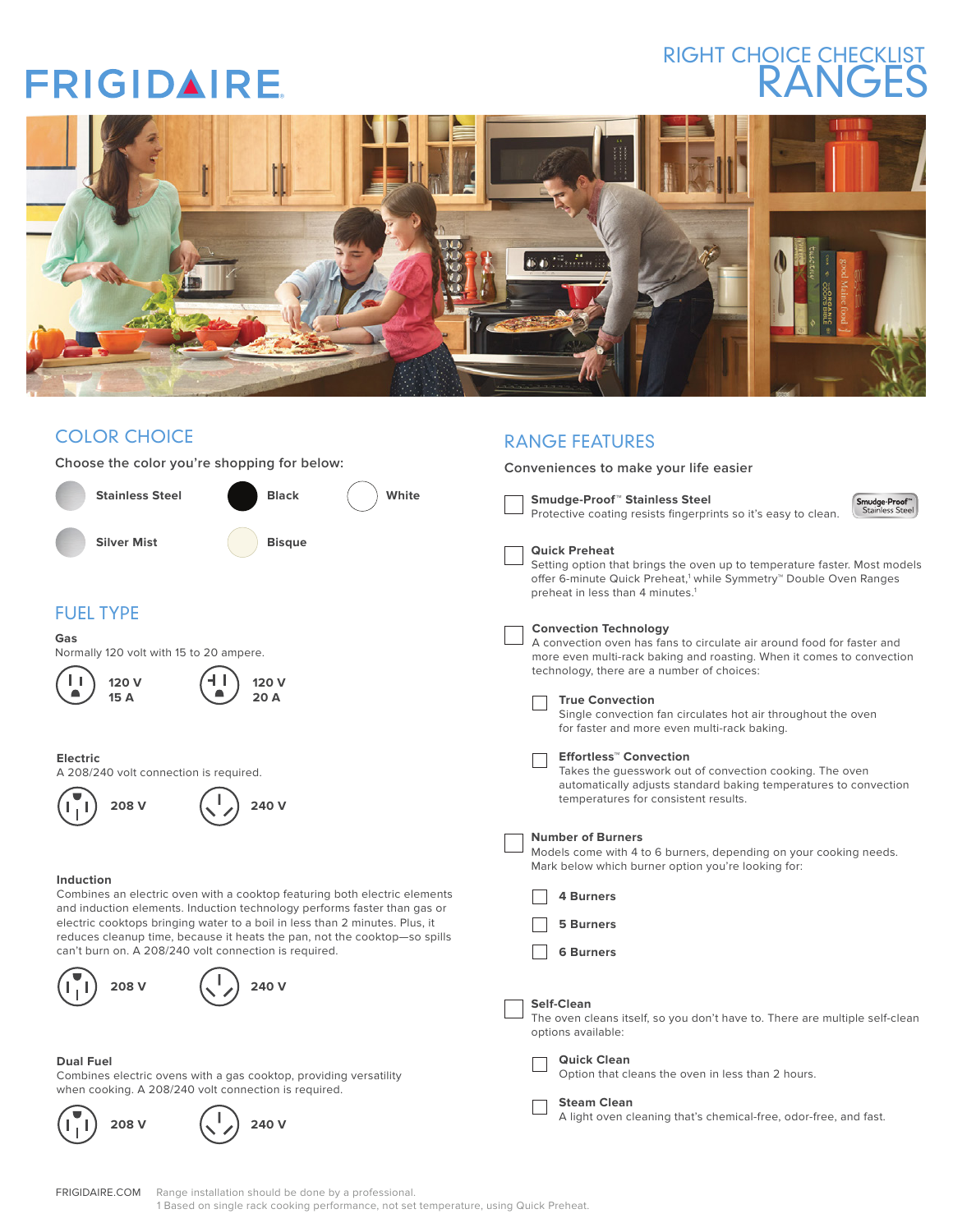# FRIGIDAIRE

## RIGHT CHOICE CHECKLIST
# RANGES

## COLOR CHOICE

Choose the color you're shopping for below:

- Stainless Steel
- Black
- White
- Silver Mist
- Bisque

## FUEL TYPE

**Gas**
Normally 120 volt with 15 to 20 ampere.

120 V 15 A

120 V 20 A

**Electric**
A 208/240 volt connection is required.

208 V

240 V

**Induction**
Combines an electric oven with a cooktop featuring both electric elements and induction elements. Induction technology performs faster than gas or electric cooktops bringing water to a boil in less than 2 minutes. Plus, it reduces cleanup time, because it heats the pan, not the cooktop—so spills can't burn on. A 208/240 volt connection is required.

208 V

240 V

**Dual Fuel**
Combines electric ovens with a gas cooktop, providing versatility when cooking. A 208/240 volt connection is required.

208 V

240 V

## RANGE FEATURES

Conveniences to make your life easier

- ☐ **Smudge-Proof™ Stainless Steel**
  Protective coating resists fingerprints so it's easy to clean.

- ☐ **Quick Preheat**
  Setting option that brings the oven up to temperature faster. Most models offer 6-minute Quick Preheat,[1] while Symmetry™ Double Oven Ranges preheat in less than 4 minutes.[1]

- ☐ **Convection Technology**
  A convection oven has fans to circulate air around food for faster and more even multi-rack baking and roasting. When it comes to convection technology, there are a number of choices:
  - ☐ **True Convection**
    Single convection fan circulates hot air throughout the oven for faster and more even multi-rack baking.
  - ☐ **Effortless™ Convection**
    Takes the guesswork out of convection cooking. The oven automatically adjusts standard baking temperatures to convection temperatures for consistent results.

- ☐ **Number of Burners**
  Models come with 4 to 6 burners, depending on your cooking needs. Mark below which burner option you're looking for:
  - ☐ **4 Burners**
  - ☐ **5 Burners**
  - ☐ **6 Burners**

- ☐ **Self-Clean**
  The oven cleans itself, so you don't have to. There are multiple self-clean options available:
  - ☐ **Quick Clean**
    Option that cleans the oven in less than 2 hours.
  - ☐ **Steam Clean**
    A light oven cleaning that's chemical-free, odor-free, and fast.

FRIGIDAIRE.COM

Range installation should be done by a professional.
1 Based on single rack cooking performance, not set temperature, using Quick Preheat.